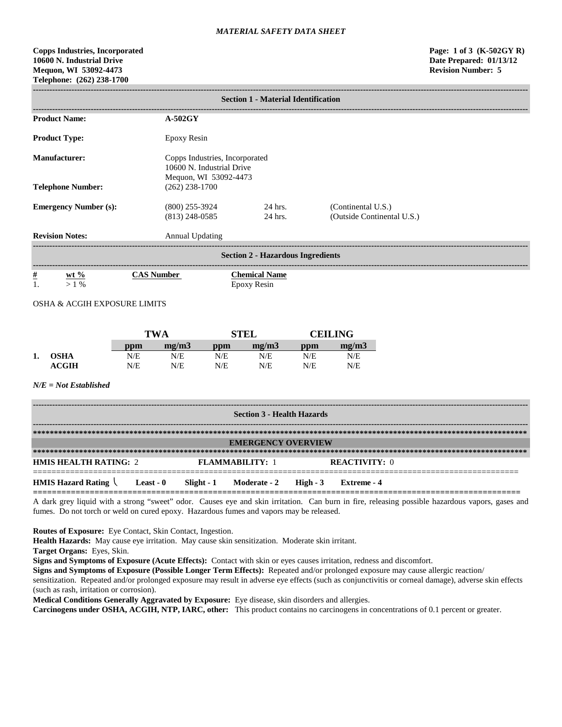*MATERIAL SAFETY DATA SHEET*

**Copps Industries, Incorporated**
**10600 N. Industrial Drive**
**Mequon, WI 53092-4473**
**Telephone: (262) 238-1700**

**Page: 1 of 3 (K-502GY R)**
**Date Prepared: 01/13/12**
**Revision Number: 5**

## Section 1 - Material Identification

| | | | |
|---|---|---|---|
| **Product Name:** | **A-502GY** | | |
| **Product Type:** | Epoxy Resin | | |
| **Manufacturer:** | Copps Industries, Incorporated<br>10600 N. Industrial Drive<br>Mequon, WI 53092-4473 | | |
| **Telephone Number:** | (262) 238-1700 | | |
| **Emergency Number (s):** | (800) 255-3924<br>(813) 248-0585 | 24 hrs.<br>24 hrs. | (Continental U.S.)<br>(Outside Continental U.S.) |
| **Revision Notes:** | Annual Updating | | |

## Section 2 - Hazardous Ingredients

| # | wt % | CAS Number | Chemical Name |
|---|---|---|---|
| 1. | > 1 % | | Epoxy Resin |

OSHA & ACGIH EXPOSURE LIMITS

| | | TWA | | STEL | | CEILING | |
|---|---|---|---|---|---|---|---|
| | | **ppm** | **mg/m3** | **ppm** | **mg/m3** | **ppm** | **mg/m3** |
| **1.** | **OSHA** | N/E | N/E | N/E | N/E | N/E | N/E |
| | **ACGIH** | N/E | N/E | N/E | N/E | N/E | N/E |

***N/E = Not Established***

## Section 3 - Health Hazards

### EMERGENCY OVERVIEW

**HMIS HEALTH RATING:** 2 **FLAMMABILITY:** 1 **REACTIVITY:** 0

**HMIS Hazard Rating** \ **Least - 0** **Slight - 1** **Moderate - 2** **High - 3** **Extreme - 4**

A dark grey liquid with a strong "sweet" odor. Causes eye and skin irritation. Can burn in fire, releasing possible hazardous vapors, gases and fumes. Do not torch or weld on cured epoxy. Hazardous fumes and vapors may be released.

**Routes of Exposure:** Eye Contact, Skin Contact, Ingestion.
**Health Hazards:** May cause eye irritation. May cause skin sensitization. Moderate skin irritant.
**Target Organs:** Eyes, Skin.
**Signs and Symptoms of Exposure (Acute Effects):** Contact with skin or eyes causes irritation, redness and discomfort.
**Signs and Symptoms of Exposure (Possible Longer Term Effects):** Repeated and/or prolonged exposure may cause allergic reaction/ sensitization. Repeated and/or prolonged exposure may result in adverse eye effects (such as conjunctivitis or corneal damage), adverse skin effects (such as rash, irritation or corrosion).
**Medical Conditions Generally Aggravated by Exposure:** Eye disease, skin disorders and allergies.
**Carcinogens under OSHA, ACGIH, NTP, IARC, other:** This product contains no carcinogens in concentrations of 0.1 percent or greater.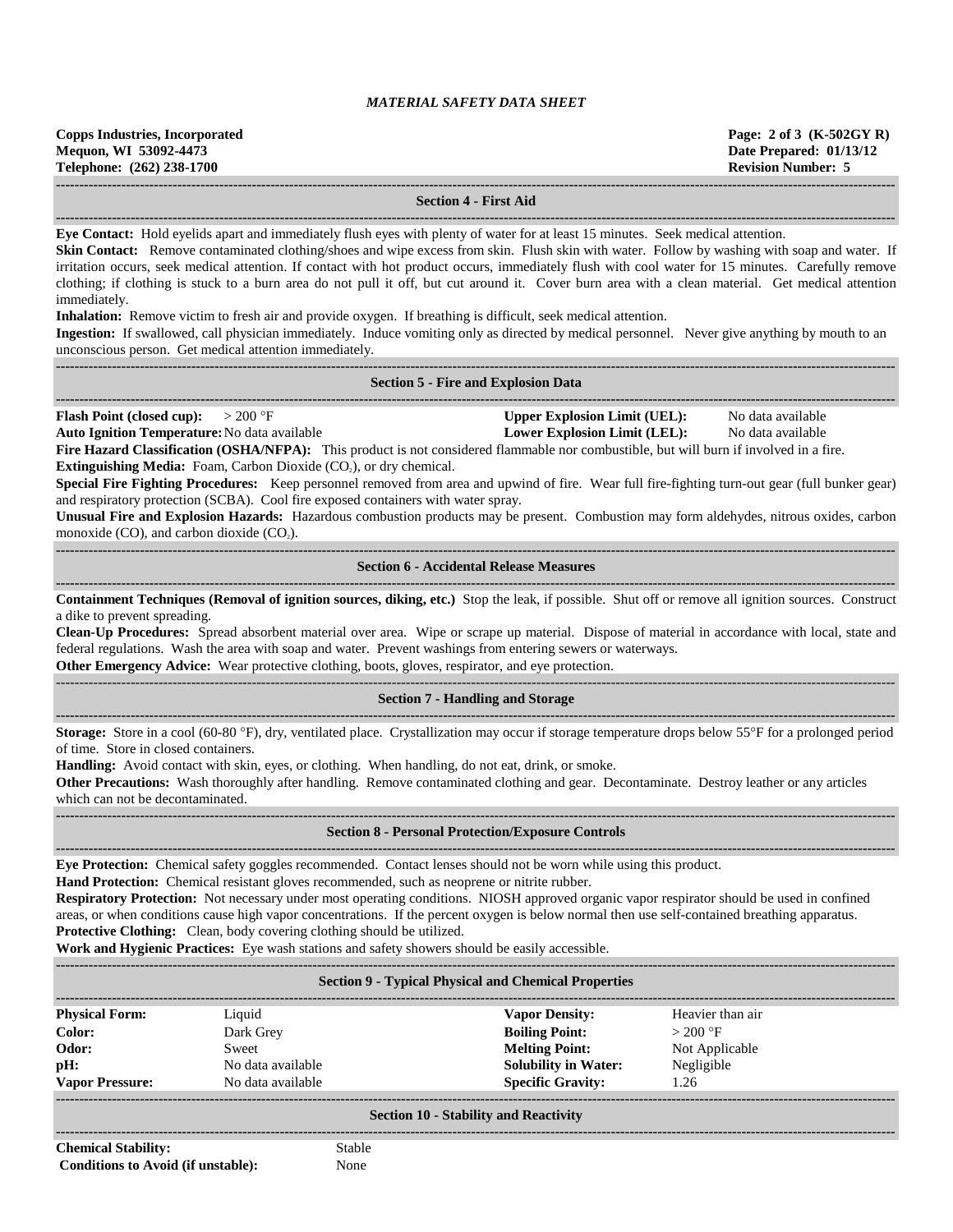## Section 4 - First Aid

**Eye Contact:** Hold eyelids apart and immediately flush eyes with plenty of water for at least 15 minutes. Seek medical attention.

**Skin Contact:** Remove contaminated clothing/shoes and wipe excess from skin. Flush skin with water. Follow by washing with soap and water. If irritation occurs, seek medical attention. If contact with hot product occurs, immediately flush with cool water for 15 minutes. Carefully remove clothing; if clothing is stuck to a burn area do not pull it off, but cut around it. Cover burn area with a clean material. Get medical attention immediately.

**Inhalation:** Remove victim to fresh air and provide oxygen. If breathing is difficult, seek medical attention.

**Ingestion:** If swallowed, call physician immediately. Induce vomiting only as directed by medical personnel. Never give anything by mouth to an unconscious person. Get medical attention immediately.

## Section 5 - Fire and Explosion Data

**Flash Point (closed cup):** > 200 °F
**Upper Explosion Limit (UEL):** No data available
**Auto Ignition Temperature:** No data available
**Lower Explosion Limit (LEL):** No data available

**Fire Hazard Classification (OSHA/NFPA):** This product is not considered flammable nor combustible, but will burn if involved in a fire.

**Extinguishing Media:** Foam, Carbon Dioxide ($CO_2$), or dry chemical.

**Special Fire Fighting Procedures:** Keep personnel removed from area and upwind of fire. Wear full fire-fighting turn-out gear (full bunker gear) and respiratory protection (SCBA). Cool fire exposed containers with water spray.

**Unusual Fire and Explosion Hazards:** Hazardous combustion products may be present. Combustion may form aldehydes, nitrous oxides, carbon monoxide (CO), and carbon dioxide ($CO_2$).

## Section 6 - Accidental Release Measures

**Containment Techniques (Removal of ignition sources, diking, etc.)** Stop the leak, if possible. Shut off or remove all ignition sources. Construct a dike to prevent spreading.

**Clean-Up Procedures:** Spread absorbent material over area. Wipe or scrape up material. Dispose of material in accordance with local, state and federal regulations. Wash the area with soap and water. Prevent washings from entering sewers or waterways.

**Other Emergency Advice:** Wear protective clothing, boots, gloves, respirator, and eye protection.

## Section 7 - Handling and Storage

**Storage:** Store in a cool (60-80 °F), dry, ventilated place. Crystallization may occur if storage temperature drops below 55°F for a prolonged period of time. Store in closed containers.

**Handling:** Avoid contact with skin, eyes, or clothing. When handling, do not eat, drink, or smoke.

**Other Precautions:** Wash thoroughly after handling. Remove contaminated clothing and gear. Decontaminate. Destroy leather or any articles which can not be decontaminated.

## Section 8 - Personal Protection/Exposure Controls

**Eye Protection:** Chemical safety goggles recommended. Contact lenses should not be worn while using this product.

**Hand Protection:** Chemical resistant gloves recommended, such as neoprene or nitrite rubber.

**Respiratory Protection:** Not necessary under most operating conditions. NIOSH approved organic vapor respirator should be used in confined areas, or when conditions cause high vapor concentrations. If the percent oxygen is below normal then use self-contained breathing apparatus.

**Protective Clothing:** Clean, body covering clothing should be utilized.

**Work and Hygienic Practices:** Eye wash stations and safety showers should be easily accessible.

## Section 9 - Typical Physical and Chemical Properties

| | | | |
|---|---|---|---|
| **Physical Form:** | Liquid | **Vapor Density:** | Heavier than air |
| **Color:** | Dark Grey | **Boiling Point:** | > 200 °F |
| **Odor:** | Sweet | **Melting Point:** | Not Applicable |
| **pH:** | No data available | **Solubility in Water:** | Negligible |
| **Vapor Pressure:** | No data available | **Specific Gravity:** | 1.26 |

## Section 10 - Stability and Reactivity

**Chemical Stability:** Stable
**Conditions to Avoid (if unstable):** None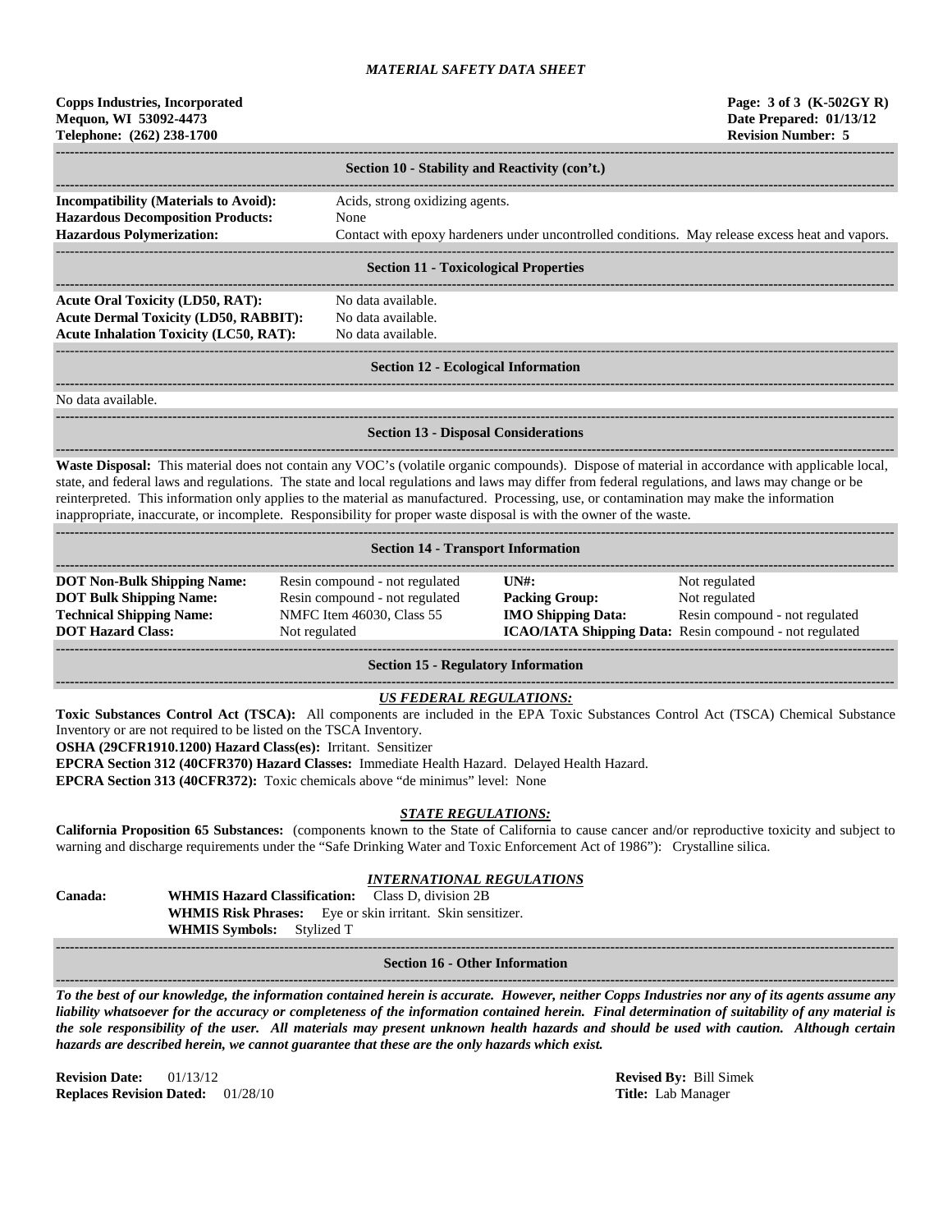*MATERIAL SAFETY DATA SHEET*

**Copps Industries, Incorporated**
**Mequon, WI 53092-4473**
**Telephone: (262) 238-1700**

**Page: 3 of 3 (K-502GY R)**
**Date Prepared: 01/13/12**
**Revision Number: 5**

## Section 10 - Stability and Reactivity (con't.)

| | |
|---|---|
| **Incompatibility (Materials to Avoid):** | Acids, strong oxidizing agents. |
| **Hazardous Decomposition Products:** | None |
| **Hazardous Polymerization:** | Contact with epoxy hardeners under uncontrolled conditions. May release excess heat and vapors. |

## Section 11 - Toxicological Properties

| | |
|---|---|
| **Acute Oral Toxicity (LD50, RAT):** | No data available. |
| **Acute Dermal Toxicity (LD50, RABBIT):** | No data available. |
| **Acute Inhalation Toxicity (LC50, RAT):** | No data available. |

## Section 12 - Ecological Information

No data available.

## Section 13 - Disposal Considerations

**Waste Disposal:** This material does not contain any VOC's (volatile organic compounds). Dispose of material in accordance with applicable local, state, and federal laws and regulations. The state and local regulations and laws may differ from federal regulations, and laws may change or be reinterpreted. This information only applies to the material as manufactured. Processing, use, or contamination may make the information inappropriate, inaccurate, or incomplete. Responsibility for proper waste disposal is with the owner of the waste.

## Section 14 - Transport Information

| | | | |
|---|---|---|---|
| **DOT Non-Bulk Shipping Name:** | Resin compound - not regulated | **UN#:** | Not regulated |
| **DOT Bulk Shipping Name:** | Resin compound - not regulated | **Packing Group:** | Not regulated |
| **Technical Shipping Name:** | NMFC Item 46030, Class 55 | **IMO Shipping Data:** | Resin compound - not regulated |
| **DOT Hazard Class:** | Not regulated | **ICAO/IATA Shipping Data:** | Resin compound - not regulated |

## Section 15 - Regulatory Information

***US FEDERAL REGULATIONS:***

**Toxic Substances Control Act (TSCA):** All components are included in the EPA Toxic Substances Control Act (TSCA) Chemical Substance Inventory or are not required to be listed on the TSCA Inventory.

**OSHA (29CFR1910.1200) Hazard Class(es):** Irritant. Sensitizer

**EPCRA Section 312 (40CFR370) Hazard Classes:** Immediate Health Hazard. Delayed Health Hazard.

**EPCRA Section 313 (40CFR372):** Toxic chemicals above "de minimus" level: None

***STATE REGULATIONS:***

**California Proposition 65 Substances:** (components known to the State of California to cause cancer and/or reproductive toxicity and subject to warning and discharge requirements under the "Safe Drinking Water and Toxic Enforcement Act of 1986"): Crystalline silica.

***INTERNATIONAL REGULATIONS***

**Canada:**
**WHMIS Hazard Classification:** Class D, division 2B
**WHMIS Risk Phrases:** Eye or skin irritant. Skin sensitizer.
**WHMIS Symbols:** Stylized T

## Section 16 - Other Information

***To the best of our knowledge, the information contained herein is accurate. However, neither Copps Industries nor any of its agents assume any liability whatsoever for the accuracy or completeness of the information contained herein. Final determination of suitability of any material is the sole responsibility of the user. All materials may present unknown health hazards and should be used with caution. Although certain hazards are described herein, we cannot guarantee that these are the only hazards which exist.***

**Revision Date:** 01/13/12
**Replaces Revision Dated:** 01/28/10

**Revised By:** Bill Simek
**Title:** Lab Manager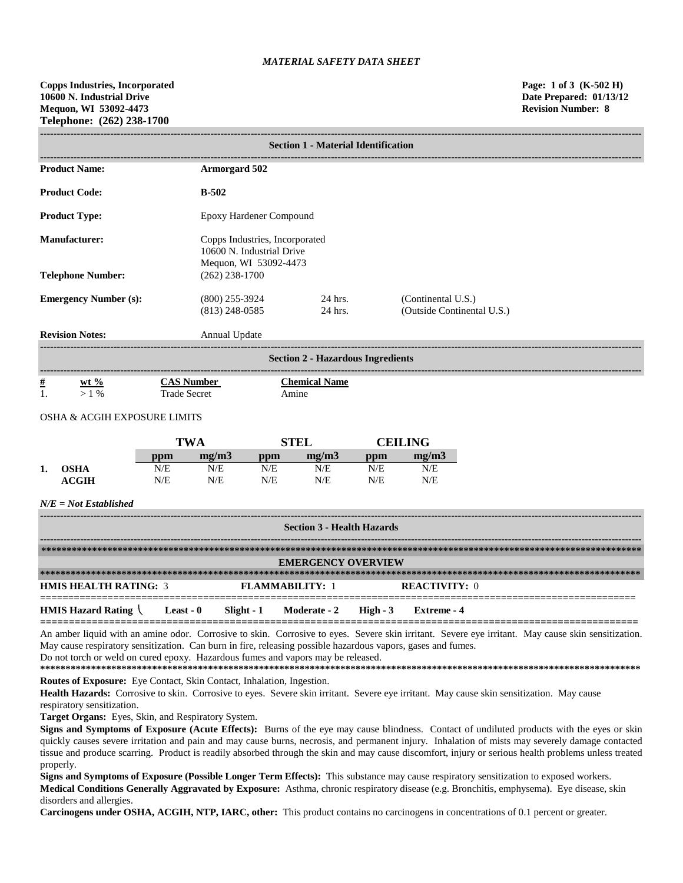*MATERIAL SAFETY DATA SHEET*

**Copps Industries, Incorporated**
**10600 N. Industrial Drive**
**Mequon, WI 53092-4473**
**Telephone: (262) 238-1700**

**Page: 1 of 3 (K-502 H)**
**Date Prepared: 01/13/12**
**Revision Number: 8**

## Section 1 - Material Identification

| | | | |
|---|---|---|---|
| **Product Name:** | **Armorgard 502** | | |
| **Product Code:** | **B-502** | | |
| **Product Type:** | Epoxy Hardener Compound | | |
| **Manufacturer:** | Copps Industries, Incorporated<br>10600 N. Industrial Drive<br>Mequon, WI 53092-4473 | | |
| **Telephone Number:** | (262) 238-1700 | | |
| **Emergency Number (s):** | (800) 255-3924<br>(813) 248-0585 | 24 hrs.<br>24 hrs. | (Continental U.S.)<br>(Outside Continental U.S.) |
| **Revision Notes:** | Annual Update | | |

## Section 2 - Hazardous Ingredients

| # | wt % | CAS Number | Chemical Name |
|---|---|---|---|
| 1. | > 1 % | Trade Secret | Amine |

OSHA & ACGIH EXPOSURE LIMITS

| | | TWA | | STEL | | CEILING | |
|---|---|---|---|---|---|---|---|
| | | ppm | mg/m3 | ppm | mg/m3 | ppm | mg/m3 |
| 1. | OSHA | N/E | N/E | N/E | N/E | N/E | N/E |
| | ACGIH | N/E | N/E | N/E | N/E | N/E | N/E |

*N/E = Not Established*

## Section 3 - Health Hazards

**EMERGENCY OVERVIEW**

**HMIS HEALTH RATING:** 3 **FLAMMABILITY:** 1 **REACTIVITY:** 0

**HMIS Hazard Rating** **Least - 0** **Slight - 1** **Moderate - 2** **High - 3** **Extreme - 4**

An amber liquid with an amine odor. Corrosive to skin. Corrosive to eyes. Severe skin irritant. Severe eye irritant. May cause skin sensitization. May cause respiratory sensitization. Can burn in fire, releasing possible hazardous vapors, gases and fumes.
Do not torch or weld on cured epoxy. Hazardous fumes and vapors may be released.

**Routes of Exposure:** Eye Contact, Skin Contact, Inhalation, Ingestion.

**Health Hazards:** Corrosive to skin. Corrosive to eyes. Severe skin irritant. Severe eye irritant. May cause skin sensitization. May cause respiratory sensitization.

**Target Organs:** Eyes, Skin, and Respiratory System.

**Signs and Symptoms of Exposure (Acute Effects):** Burns of the eye may cause blindness. Contact of undiluted products with the eyes or skin quickly causes severe irritation and pain and may cause burns, necrosis, and permanent injury. Inhalation of mists may severely damage contacted tissue and produce scarring. Product is readily absorbed through the skin and may cause discomfort, injury or serious health problems unless treated properly.

**Signs and Symptoms of Exposure (Possible Longer Term Effects):** This substance may cause respiratory sensitization to exposed workers.

**Medical Conditions Generally Aggravated by Exposure:** Asthma, chronic respiratory disease (e.g. Bronchitis, emphysema). Eye disease, skin disorders and allergies.

**Carcinogens under OSHA, ACGIH, NTP, IARC, other:** This product contains no carcinogens in concentrations of 0.1 percent or greater.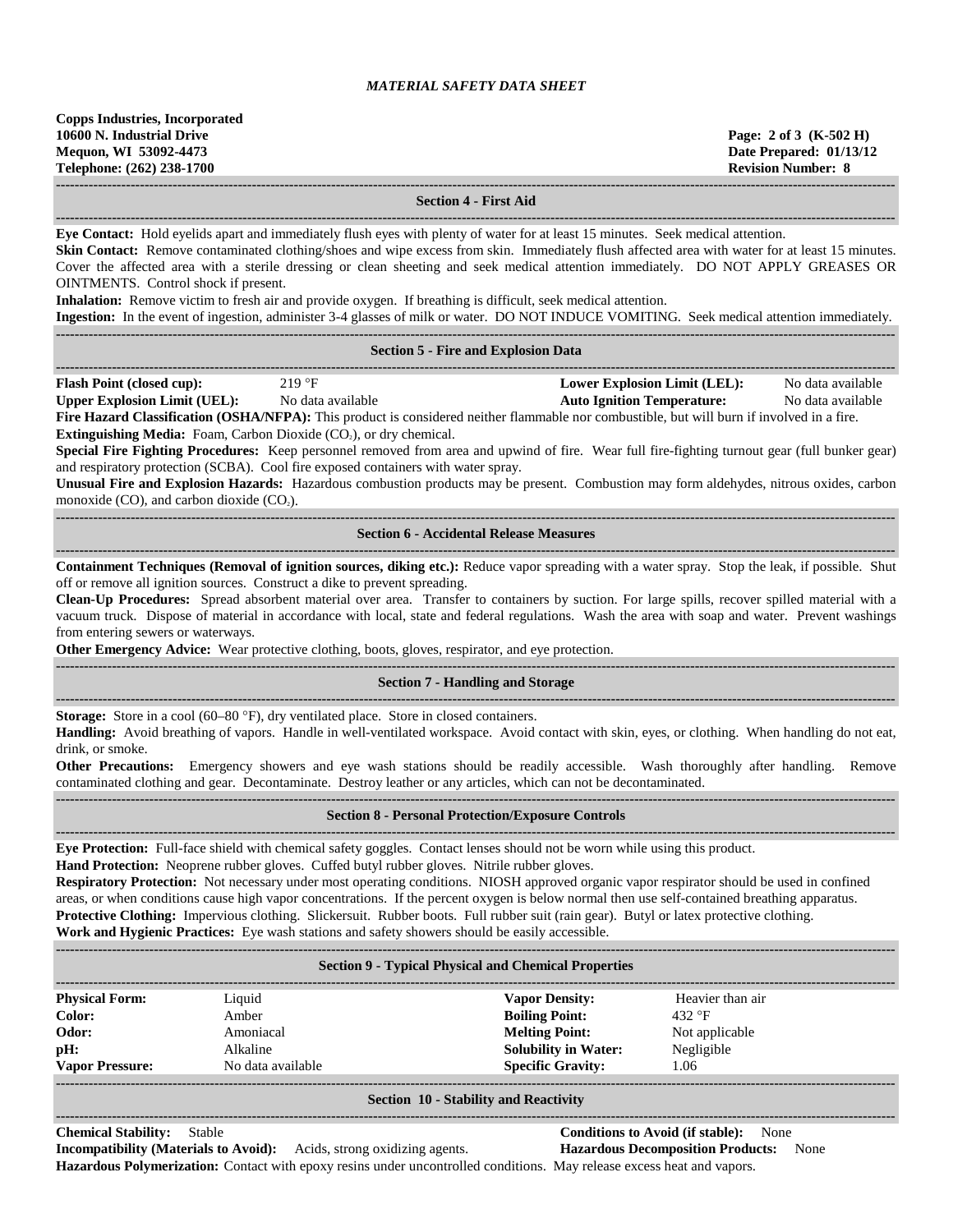*MATERIAL SAFETY DATA SHEET*

**Copps Industries, Incorporated**
**10600 N. Industrial Drive**
**Mequon, WI 53092-4473**
**Telephone: (262) 238-1700**

**Page: 2 of 3 (K-502 H)**
**Date Prepared: 01/13/12**
**Revision Number: 8**

## Section 4 - First Aid

**Eye Contact:** Hold eyelids apart and immediately flush eyes with plenty of water for at least 15 minutes. Seek medical attention.
**Skin Contact:** Remove contaminated clothing/shoes and wipe excess from skin. Immediately flush affected area with water for at least 15 minutes. Cover the affected area with a sterile dressing or clean sheeting and seek medical attention immediately. DO NOT APPLY GREASES OR OINTMENTS. Control shock if present.
**Inhalation:** Remove victim to fresh air and provide oxygen. If breathing is difficult, seek medical attention.
**Ingestion:** In the event of ingestion, administer 3-4 glasses of milk or water. DO NOT INDUCE VOMITING. Seek medical attention immediately.

## Section 5 - Fire and Explosion Data

| | | | |
|---|---|---|---|
| **Flash Point (closed cup):** | 219 °F | **Lower Explosion Limit (LEL):** | No data available |
| **Upper Explosion Limit (UEL):** | No data available | **Auto Ignition Temperature:** | No data available |

**Fire Hazard Classification (OSHA/NFPA):** This product is considered neither flammable nor combustible, but will burn if involved in a fire.
**Extinguishing Media:** Foam, Carbon Dioxide ($CO_2$), or dry chemical.
**Special Fire Fighting Procedures:** Keep personnel removed from area and upwind of fire. Wear full fire-fighting turnout gear (full bunker gear) and respiratory protection (SCBA). Cool fire exposed containers with water spray.
**Unusual Fire and Explosion Hazards:** Hazardous combustion products may be present. Combustion may form aldehydes, nitrous oxides, carbon monoxide (CO), and carbon dioxide ($CO_2$).

## Section 6 - Accidental Release Measures

**Containment Techniques (Removal of ignition sources, diking etc.):** Reduce vapor spreading with a water spray. Stop the leak, if possible. Shut off or remove all ignition sources. Construct a dike to prevent spreading.
**Clean-Up Procedures:** Spread absorbent material over area. Transfer to containers by suction. For large spills, recover spilled material with a vacuum truck. Dispose of material in accordance with local, state and federal regulations. Wash the area with soap and water. Prevent washings from entering sewers or waterways.
**Other Emergency Advice:** Wear protective clothing, boots, gloves, respirator, and eye protection.

## Section 7 - Handling and Storage

**Storage:** Store in a cool (60–80 °F), dry ventilated place. Store in closed containers.
**Handling:** Avoid breathing of vapors. Handle in well-ventilated workspace. Avoid contact with skin, eyes, or clothing. When handling do not eat, drink, or smoke.
**Other Precautions:** Emergency showers and eye wash stations should be readily accessible. Wash thoroughly after handling. Remove contaminated clothing and gear. Decontaminate. Destroy leather or any articles, which can not be decontaminated.

## Section 8 - Personal Protection/Exposure Controls

**Eye Protection:** Full-face shield with chemical safety goggles. Contact lenses should not be worn while using this product.
**Hand Protection:** Neoprene rubber gloves. Cuffed butyl rubber gloves. Nitrile rubber gloves.
**Respiratory Protection:** Not necessary under most operating conditions. NIOSH approved organic vapor respirator should be used in confined areas, or when conditions cause high vapor concentrations. If the percent oxygen is below normal then use self-contained breathing apparatus.
**Protective Clothing:** Impervious clothing. Slickersuit. Rubber boots. Full rubber suit (rain gear). Butyl or latex protective clothing.
**Work and Hygienic Practices:** Eye wash stations and safety showers should be easily accessible.

## Section 9 - Typical Physical and Chemical Properties

| | | | |
|---|---|---|---|
| **Physical Form:** | Liquid | **Vapor Density:** | Heavier than air |
| **Color:** | Amber | **Boiling Point:** | 432 °F |
| **Odor:** | Amoniacal | **Melting Point:** | Not applicable |
| **pH:** | Alkaline | **Solubility in Water:** | Negligible |
| **Vapor Pressure:** | No data available | **Specific Gravity:** | 1.06 |

## Section 10 - Stability and Reactivity

**Chemical Stability:** Stable
**Conditions to Avoid (if stable):** None
**Incompatibility (Materials to Avoid):** Acids, strong oxidizing agents.
**Hazardous Decomposition Products:** None
**Hazardous Polymerization:** Contact with epoxy resins under uncontrolled conditions. May release excess heat and vapors.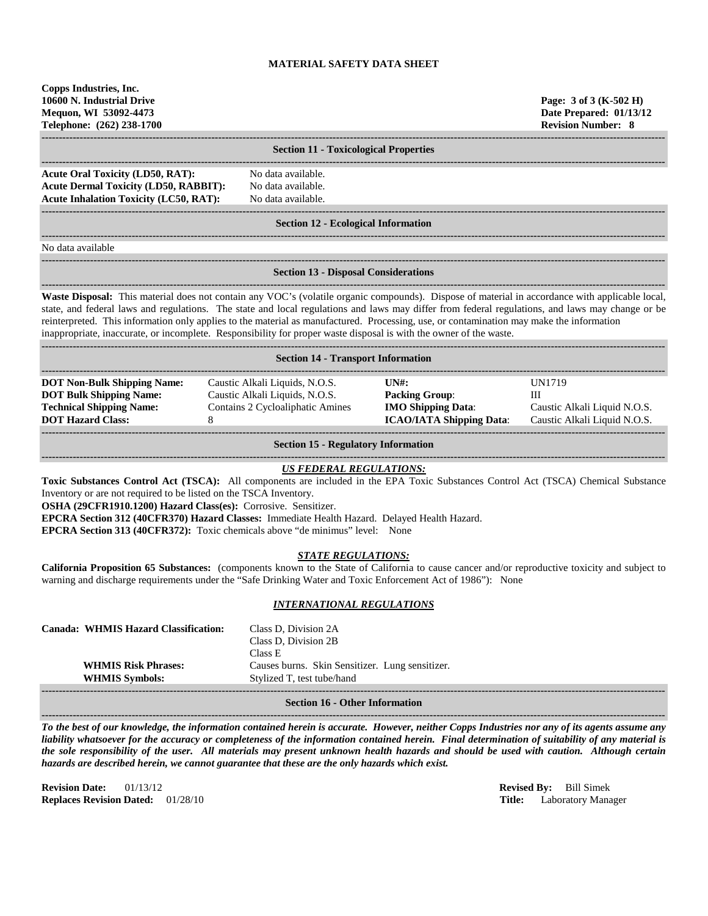## Section 11 - Toxicological Properties

| | |
|---|---|
| **Acute Oral Toxicity (LD50, RAT):** | No data available. |
| **Acute Dermal Toxicity (LD50, RABBIT):** | No data available. |
| **Acute Inhalation Toxicity (LC50, RAT):** | No data available. |

## Section 12 - Ecological Information

No data available

## Section 13 - Disposal Considerations

**Waste Disposal:** This material does not contain any VOC's (volatile organic compounds). Dispose of material in accordance with applicable local, state, and federal laws and regulations. The state and local regulations and laws may differ from federal regulations, and laws may change or be reinterpreted. This information only applies to the material as manufactured. Processing, use, or contamination may make the information inappropriate, inaccurate, or incomplete. Responsibility for proper waste disposal is with the owner of the waste.

## Section 14 - Transport Information

| | | | |
|---|---|---|---|
| **DOT Non-Bulk Shipping Name:** | Caustic Alkali Liquids, N.O.S. | **UN#:** | UN1719 |
| **DOT Bulk Shipping Name:** | Caustic Alkali Liquids, N.O.S. | **Packing Group:** | III |
| **Technical Shipping Name:** | Contains 2 Cycloaliphatic Amines | **IMO Shipping Data:** | Caustic Alkali Liquid N.O.S. |
| **DOT Hazard Class:** | 8 | **ICAO/IATA Shipping Data:** | Caustic Alkali Liquid N.O.S. |

## Section 15 - Regulatory Information

### *US FEDERAL REGULATIONS:*

**Toxic Substances Control Act (TSCA):** All components are included in the EPA Toxic Substances Control Act (TSCA) Chemical Substance Inventory or are not required to be listed on the TSCA Inventory.

**OSHA (29CFR1910.1200) Hazard Class(es):** Corrosive. Sensitizer.

**EPCRA Section 312 (40CFR370) Hazard Classes:** Immediate Health Hazard. Delayed Health Hazard.

**EPCRA Section 313 (40CFR372):** Toxic chemicals above "de minimus" level: None

### *STATE REGULATIONS:*

**California Proposition 65 Substances:** (components known to the State of California to cause cancer and/or reproductive toxicity and subject to warning and discharge requirements under the "Safe Drinking Water and Toxic Enforcement Act of 1986"): None

### *INTERNATIONAL REGULATIONS*

| | |
|---|---|
| **Canada: WHMIS Hazard Classification:** | Class D, Division 2A<br>Class D, Division 2B<br>Class E |
| **WHMIS Risk Phrases:** | Causes burns. Skin Sensitizer. Lung sensitizer. |
| **WHMIS Symbols:** | Stylized T, test tube/hand |

## Section 16 - Other Information

***To the best of our knowledge, the information contained herein is accurate. However, neither Copps Industries nor any of its agents assume any liability whatsoever for the accuracy or completeness of the information contained herein. Final determination of suitability of any material is the sole responsibility of the user. All materials may present unknown health hazards and should be used with caution. Although certain hazards are described herein, we cannot guarantee that these are the only hazards which exist.***

**Revision Date:** 01/13/12
**Replaces Revision Dated:** 01/28/10

**Revised By:** Bill Simek
**Title:** Laboratory Manager